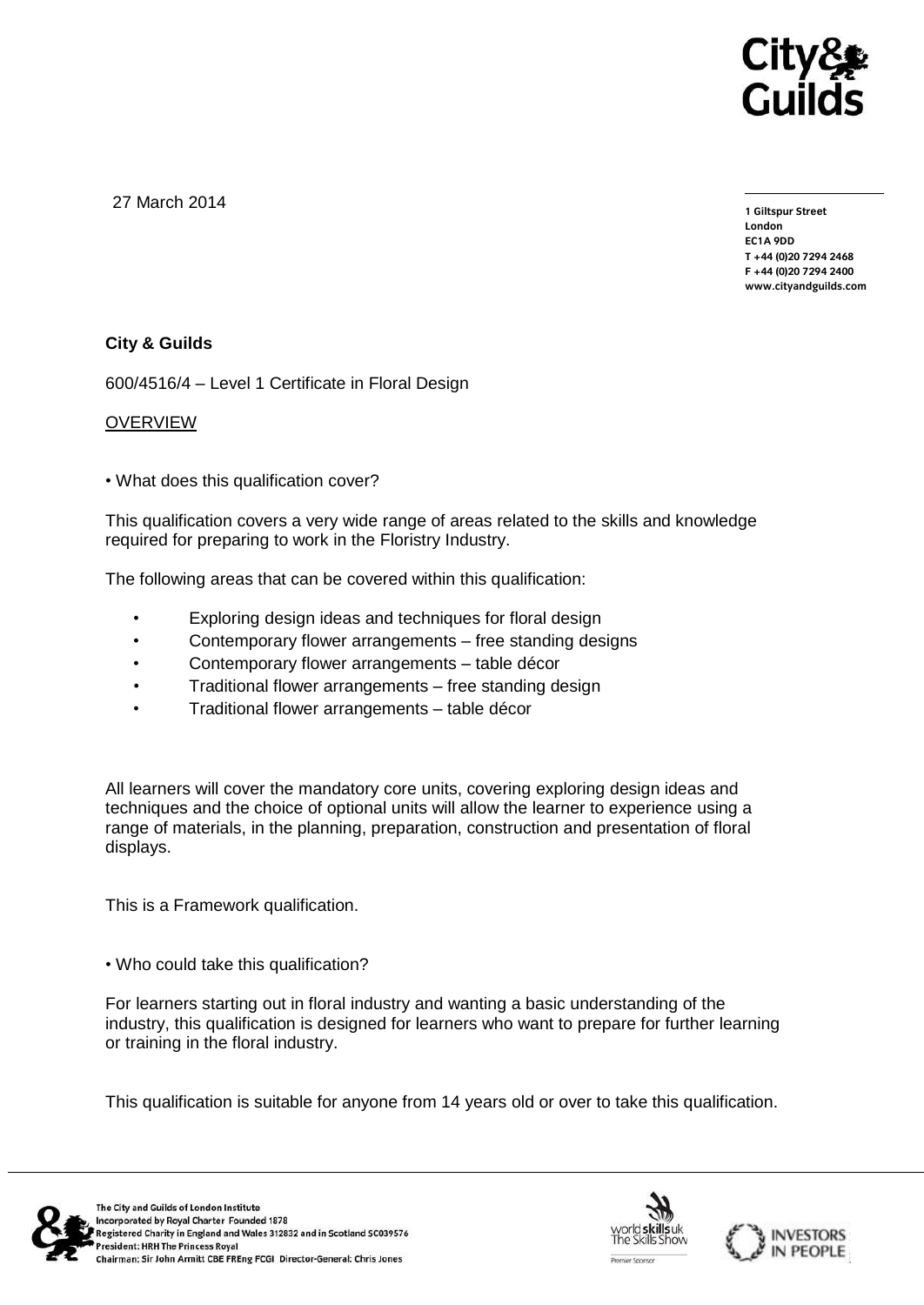27 March 2014

**1 Giltspur Street**
**London**
**EC1A 9DD**
**T +44 (0)20 7294 2468**
**F +44 (0)20 7294 2400**
**www.cityandguilds.com**

**City & Guilds**

600/4516/4 – Level 1 Certificate in Floral Design

OVERVIEW

• What does this qualification cover?

This qualification covers a very wide range of areas related to the skills and knowledge required for preparing to work in the Floristry Industry.

The following areas that can be covered within this qualification:

- Exploring design ideas and techniques for floral design
- Contemporary flower arrangements – free standing designs
- Contemporary flower arrangements – table décor
- Traditional flower arrangements – free standing design
- Traditional flower arrangements – table décor

All learners will cover the mandatory core units, covering exploring design ideas and techniques and the choice of optional units will allow the learner to experience using a range of materials, in the planning, preparation, construction and presentation of floral displays.

This is a Framework qualification.

• Who could take this qualification?

For learners starting out in floral industry and wanting a basic understanding of the industry, this qualification is designed for learners who want to prepare for further learning or training in the floral industry.

This qualification is suitable for anyone from 14 years old or over to take this qualification.

The City and Guilds of London Institute
Incorporated by Royal Charter Founded 1878
Registered Charity in England and Wales 312832 and in Scotland SC039576
President: HRH The Princess Royal
Chairman: Sir John Armitt CBE FREng FCGI Director-General: Chris Jones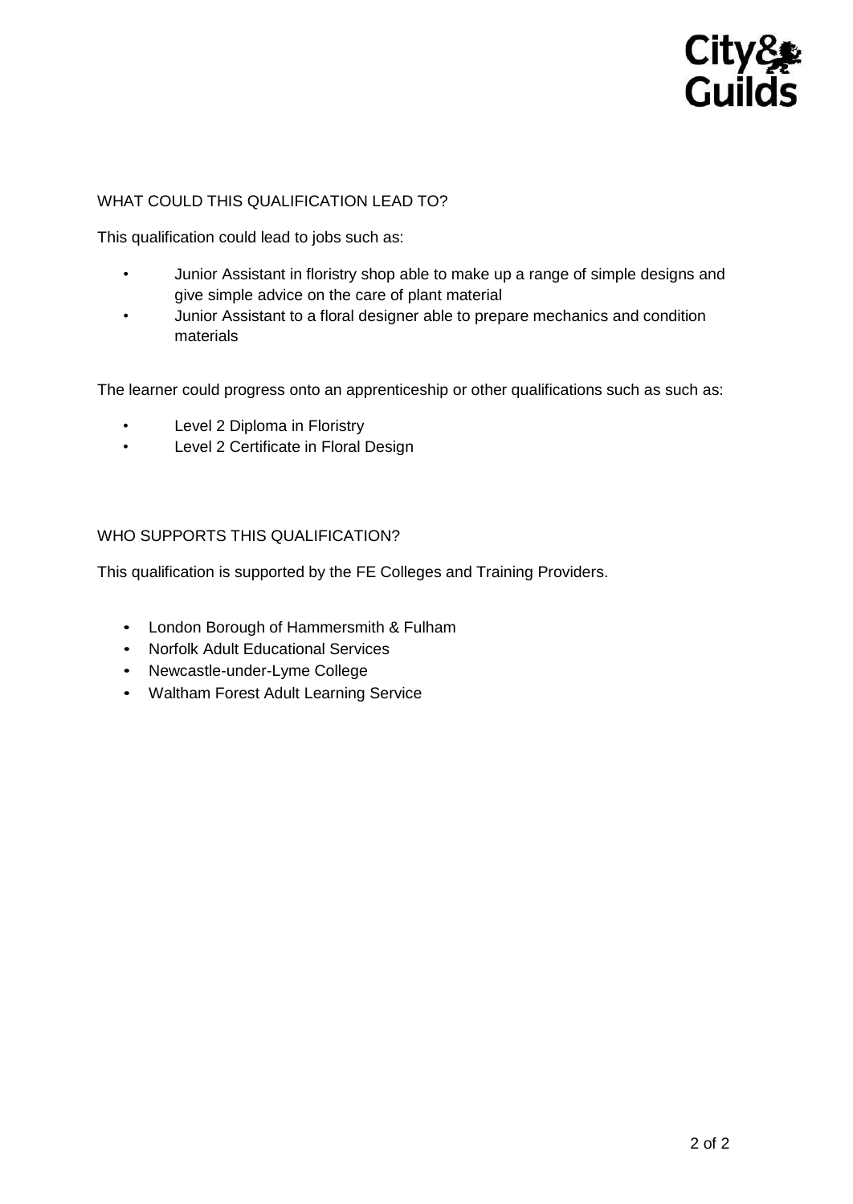## WHAT COULD THIS QUALIFICATION LEAD TO?

This qualification could lead to jobs such as:

- Junior Assistant in floristry shop able to make up a range of simple designs and give simple advice on the care of plant material
- Junior Assistant to a floral designer able to prepare mechanics and condition materials

The learner could progress onto an apprenticeship or other qualifications such as such as:

- Level 2 Diploma in Floristry
- Level 2 Certificate in Floral Design

## WHO SUPPORTS THIS QUALIFICATION?

This qualification is supported by the FE Colleges and Training Providers.

- London Borough of Hammersmith & Fulham
- Norfolk Adult Educational Services
- Newcastle-under-Lyme College
- Waltham Forest Adult Learning Service